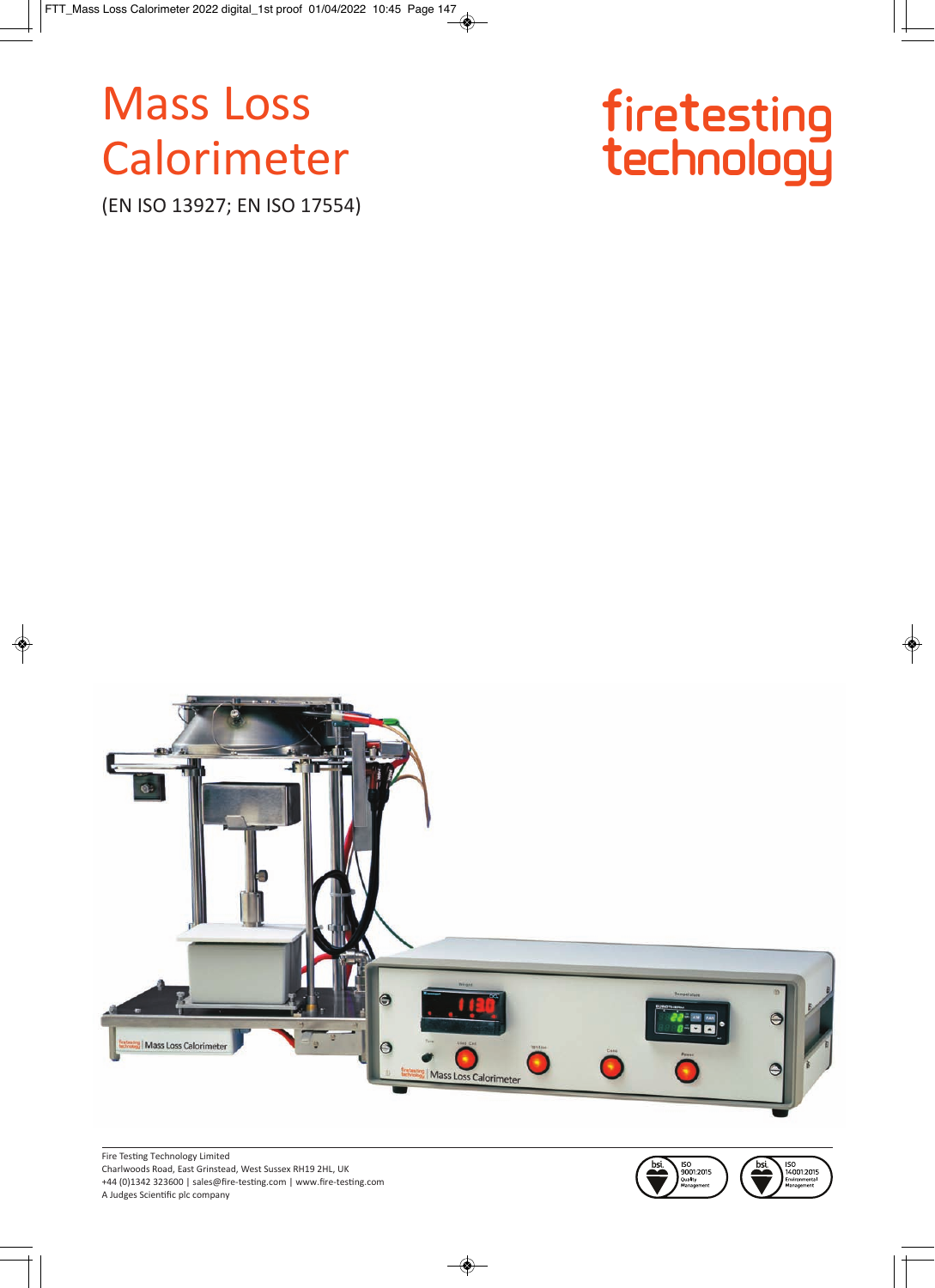# Mass Loss Calorimeter

(EN ISO 13927; EN ISO 17554)

fire testing technology

Fire Testing Technology Limited
Charlwoods Road, East Grinstead, West Sussex RH19 2HL, UK
+44 (0)1342 323600 | sales@fire-testing.com | www.fire-testing.com
A Judges Scientific plc company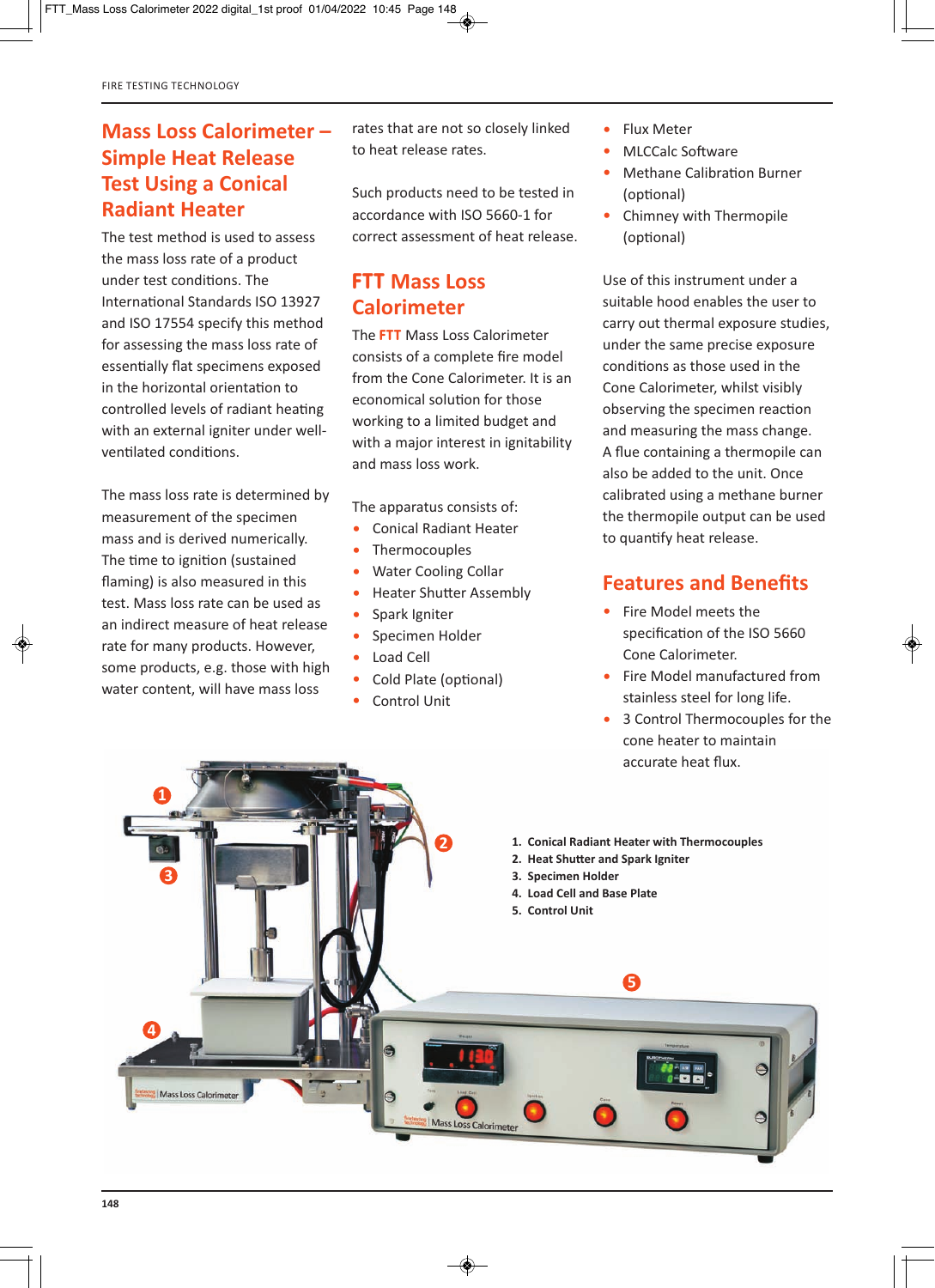## Mass Loss Calorimeter – Simple Heat Release Test Using a Conical Radiant Heater

The test method is used to assess the mass loss rate of a product under test conditions. The International Standards ISO 13927 and ISO 17554 specify this method for assessing the mass loss rate of essentially flat specimens exposed in the horizontal orientation to controlled levels of radiant heating with an external igniter under well-ventilated conditions.

The mass loss rate is determined by measurement of the specimen mass and is derived numerically. The time to ignition (sustained flaming) is also measured in this test. Mass loss rate can be used as an indirect measure of heat release rate for many products. However, some products, e.g. those with high water content, will have mass loss rates that are not so closely linked to heat release rates.

Such products need to be tested in accordance with ISO 5660-1 for correct assessment of heat release.

## FTT Mass Loss Calorimeter

The **FTT** Mass Loss Calorimeter consists of a complete fire model from the Cone Calorimeter. It is an economical solution for those working to a limited budget and with a major interest in ignitability and mass loss work.

The apparatus consists of:

- Conical Radiant Heater
- Thermocouples
- Water Cooling Collar
- Heater Shutter Assembly
- Spark Igniter
- Specimen Holder
- Load Cell
- Cold Plate (optional)
- Control Unit
- Flux Meter
- MLCCalc Software
- Methane Calibration Burner (optional)
- Chimney with Thermopile (optional)

Use of this instrument under a suitable hood enables the user to carry out thermal exposure studies, under the same precise exposure conditions as those used in the Cone Calorimeter, whilst visibly observing the specimen reaction and measuring the mass change. A flue containing a thermopile can also be added to the unit. Once calibrated using a methane burner the thermopile output can be used to quantify heat release.

## Features and Benefits

- Fire Model meets the specification of the ISO 5660 Cone Calorimeter.
- Fire Model manufactured from stainless steel for long life.
- 3 Control Thermocouples for the cone heater to maintain accurate heat flux.

1. **Conical Radiant Heater with Thermocouples**
2. **Heat Shutter and Spark Igniter**
3. **Specimen Holder**
4. **Load Cell and Base Plate**
5. **Control Unit**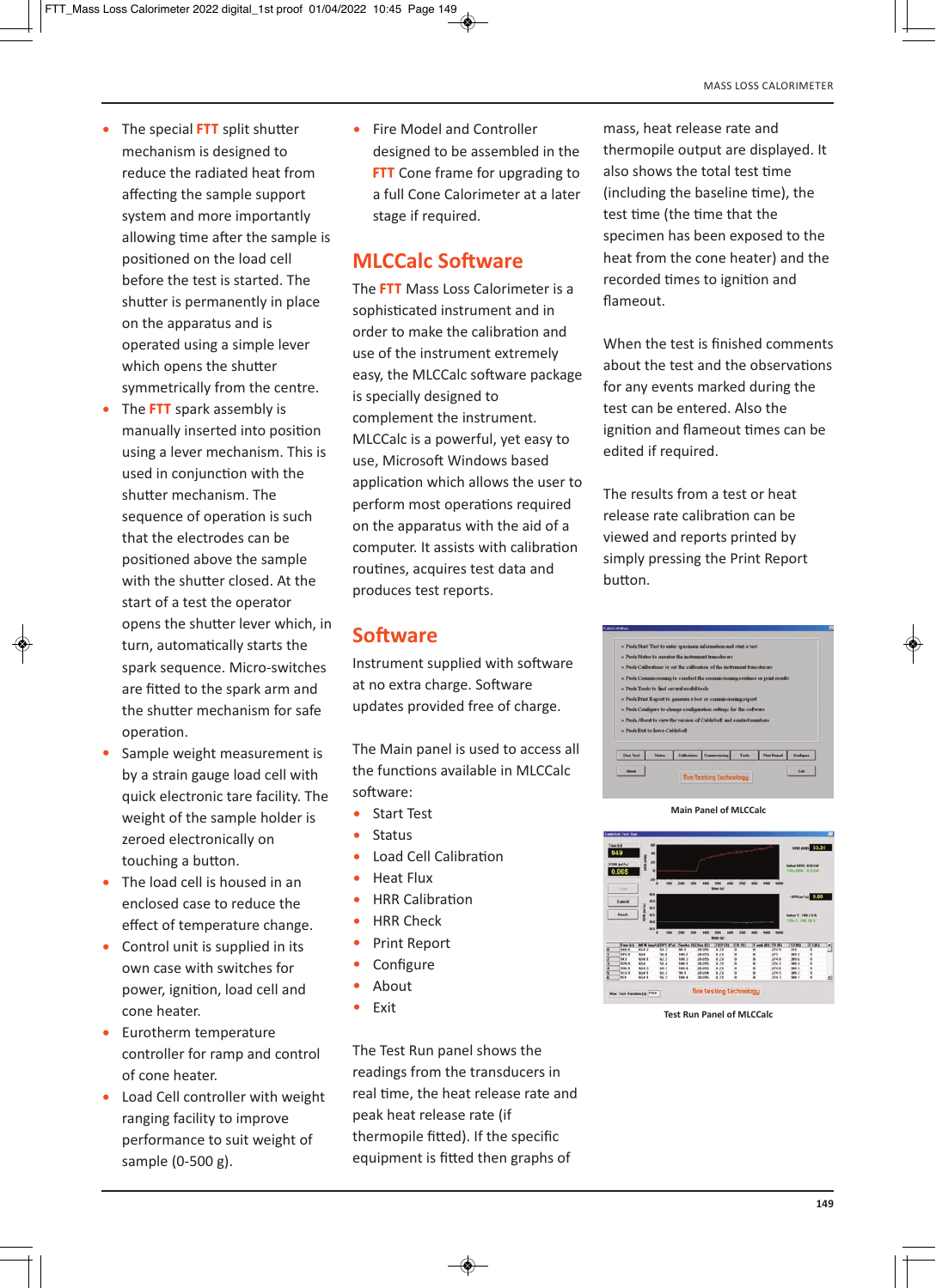- The special FTT split shutter mechanism is designed to reduce the radiated heat from affecting the sample support system and more importantly allowing time after the sample is positioned on the load cell before the test is started. The shutter is permanently in place on the apparatus and is operated using a simple lever which opens the shutter symmetrically from the centre.
- The FTT spark assembly is manually inserted into position using a lever mechanism. This is used in conjunction with the shutter mechanism. The sequence of operation is such that the electrodes can be positioned above the sample with the shutter closed. At the start of a test the operator opens the shutter lever which, in turn, automatically starts the spark sequence. Micro-switches are fitted to the spark arm and the shutter mechanism for safe operation.
- Sample weight measurement is by a strain gauge load cell with quick electronic tare facility. The weight of the sample holder is zeroed electronically on touching a button.
- The load cell is housed in an enclosed case to reduce the effect of temperature change.
- Control unit is supplied in its own case with switches for power, ignition, load cell and cone heater.
- Eurotherm temperature controller for ramp and control of cone heater.
- Load Cell controller with weight ranging facility to improve performance to suit weight of sample (0-500 g).
- Fire Model and Controller designed to be assembled in the FTT Cone frame for upgrading to a full Cone Calorimeter at a later stage if required.

## MLCCalc Software

The FTT Mass Loss Calorimeter is a sophisticated instrument and in order to make the calibration and use of the instrument extremely easy, the MLCCalc software package is specially designed to complement the instrument. MLCCalc is a powerful, yet easy to use, Microsoft Windows based application which allows the user to perform most operations required on the apparatus with the aid of a computer. It assists with calibration routines, acquires test data and produces test reports.

## Software

Instrument supplied with software at no extra charge. Software updates provided free of charge.

The Main panel is used to access all the functions available in MLCCalc software:

- Start Test
- Status
- Load Cell Calibration
- Heat Flux
- HRR Calibration
- HRR Check
- Print Report
- Configure
- About
- Exit

The Test Run panel shows the readings from the transducers in real time, the heat release rate and peak heat release rate (if thermopile fitted). If the specific equipment is fitted then graphs of mass, heat release rate and thermopile output are displayed. It also shows the total test time (including the baseline time), the test time (the time that the specimen has been exposed to the heat from the cone heater) and the recorded times to ignition and flameout.

When the test is finished comments about the test and the observations for any events marked during the test can be entered. Also the ignition and flameout times can be edited if required.

The results from a test or heat release rate calibration can be viewed and reports printed by simply pressing the Print Report button.

Main Panel of MLCCalc

Test Run Panel of MLCCalc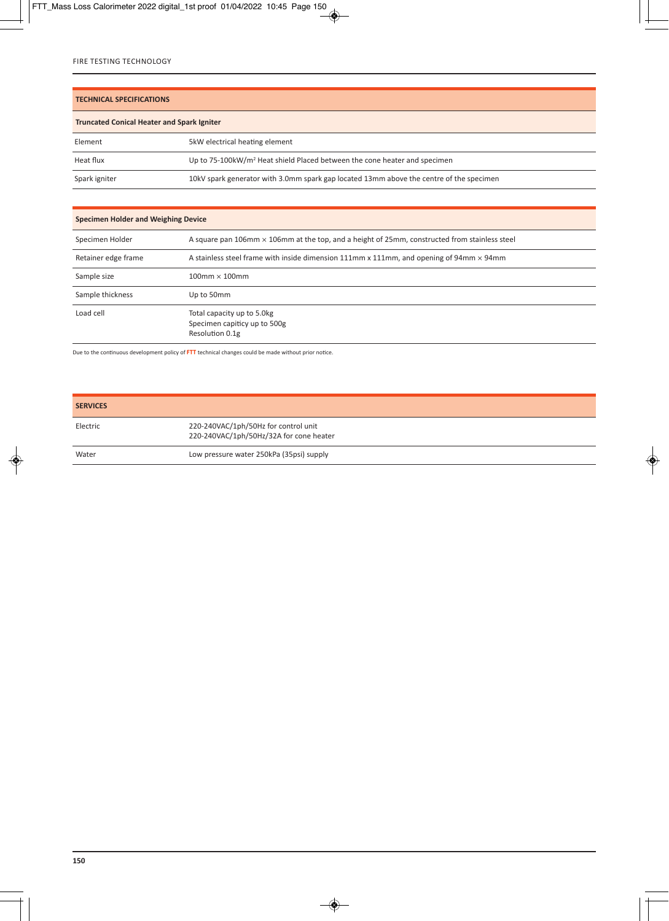## TECHNICAL SPECIFICATIONS

| Truncated Conical Heater and Spark Igniter | |
|---|---|
| Element | 5kW electrical heating element |
| Heat flux | Up to 75-100kW/m$^2$ Heat shield Placed between the cone heater and specimen |
| Spark igniter | 10kV spark generator with 3.0mm spark gap located 13mm above the centre of the specimen |

| Specimen Holder and Weighing Device | |
|---|---|
| Specimen Holder | A square pan 106mm × 106mm at the top, and a height of 25mm, constructed from stainless steel |
| Retainer edge frame | A stainless steel frame with inside dimension 111mm x 111mm, and opening of 94mm × 94mm |
| Sample size | 100mm × 100mm |
| Sample thickness | Up to 50mm |
| Load cell | Total capacity up to 5.0kg<br>Specimen capiticy up to 500g<br>Resolution 0.1g |

Due to the continuous development policy of **FTT** technical changes could be made without prior notice.

## SERVICES

| | |
|---|---|
| Electric | 220-240VAC/1ph/50Hz for control unit<br>220-240VAC/1ph/50Hz/32A for cone heater |
| Water | Low pressure water 250kPa (35psi) supply |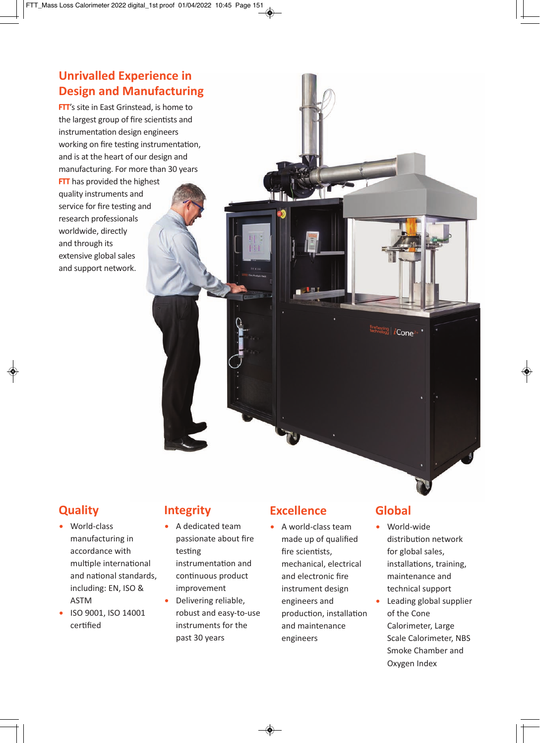## Unrivalled Experience in Design and Manufacturing

FTT's site in East Grinstead, is home to the largest group of fire scientists and instrumentation design engineers working on fire testing instrumentation, and is at the heart of our design and manufacturing. For more than 30 years FTT has provided the highest quality instruments and service for fire testing and research professionals worldwide, directly and through its extensive global sales and support network.

## Quality

- World-class manufacturing in accordance with multiple international and national standards, including: EN, ISO & ASTM
- ISO 9001, ISO 14001 certified

## Integrity

- A dedicated team passionate about fire testing instrumentation and continuous product improvement
- Delivering reliable, robust and easy-to-use instruments for the past 30 years

## Excellence

- A world-class team made up of qualified fire scientists, mechanical, electrical and electronic fire instrument design engineers and production, installation and maintenance engineers

## Global

- World-wide distribution network for global sales, installations, training, maintenance and technical support
- Leading global supplier of the Cone Calorimeter, Large Scale Calorimeter, NBS Smoke Chamber and Oxygen Index